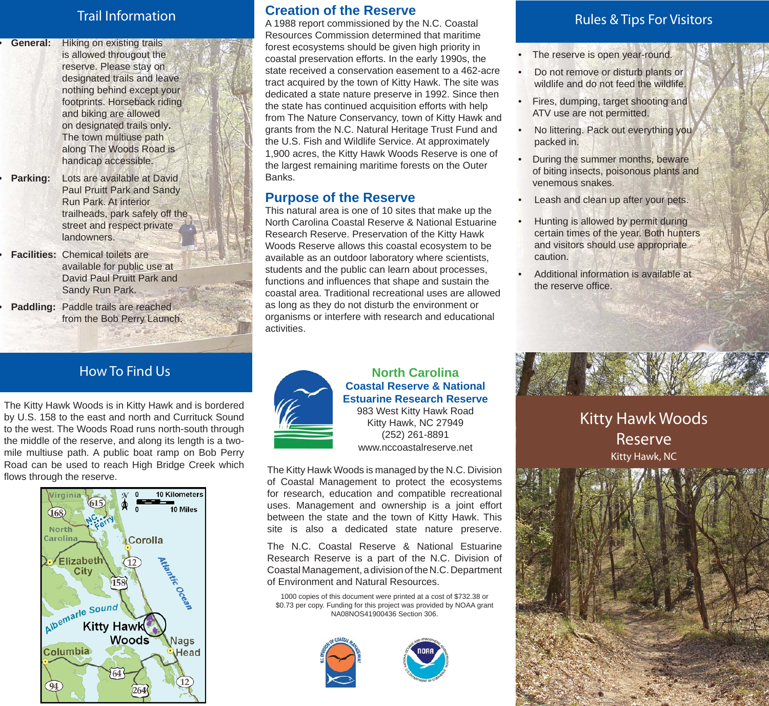## Trail Information

- **General:** Hiking on existing trails is allowed througout the reserve. Please stay on designated trails and leave nothing behind except your footprints. Horseback riding and biking are allowed on designated trails only. The town multiuse path along The Woods Road is handicap accessible.
- **Parking:** Lots are available at David Paul Pruitt Park and Sandy Run Park. At interior trailheads, park safely off the street and respect private landowners.
- **Facilities:** Chemical toilets are available for public use at David Paul Pruitt Park and Sandy Run Park.
- **Paddling:** Paddle trails are reached from the Bob Perry Launch.

## How To Find Us

The Kitty Hawk Woods is in Kitty Hawk and is bordered by U.S. 158 to the east and north and Currituck Sound to the west. The Woods Road runs north-south through the middle of the reserve, and along its length is a two-mile multiuse path. A public boat ramp on Bob Perry Road can be used to reach High Bridge Creek which flows through the reserve.

## Creation of the Reserve

A 1988 report commissioned by the N.C. Coastal Resources Commission determined that maritime forest ecosystems should be given high priority in coastal preservation efforts. In the early 1990s, the state received a conservation easement to a 462-acre tract acquired by the town of Kitty Hawk. The site was dedicated a state nature preserve in 1992. Since then the state has continued acquisition efforts with help from The Nature Conservancy, town of Kitty Hawk and grants from the N.C. Natural Heritage Trust Fund and the U.S. Fish and Wildlife Service. At approximately 1,900 acres, the Kitty Hawk Woods Reserve is one of the largest remaining maritime forests on the Outer Banks.

## Purpose of the Reserve

This natural area is one of 10 sites that make up the North Carolina Coastal Reserve & National Estuarine Research Reserve. Preservation of the Kitty Hawk Woods Reserve allows this coastal ecosystem to be available as an outdoor laboratory where scientists, students and the public can learn about processes, functions and influences that shape and sustain the coastal area. Traditional recreational uses are allowed as long as they do not disturb the environment or organisms or interfere with research and educational activities.

**North Carolina Coastal Reserve & National Estuarine Research Reserve**
983 West Kitty Hawk Road
Kitty Hawk, NC 27949
(252) 261-8891
www.nccoastalreserve.net

The Kitty Hawk Woods is managed by the N.C. Division of Coastal Management to protect the ecosystems for research, education and compatible recreational uses. Management and ownership is a joint effort between the state and the town of Kitty Hawk. This site is also a dedicated state nature preserve.

The N.C. Coastal Reserve & National Estuarine Research Reserve is a part of the N.C. Division of Coastal Management, a division of the N.C. Department of Environment and Natural Resources.

1000 copies of this document were printed at a cost of $732.38 or $0.73 per copy. Funding for this project was provided by NOAA grant NA08NOS41900436 Section 306.

## Rules & Tips For Visitors

- The reserve is open year-round.
- Do not remove or disturb plants or wildlife and do not feed the wildlife.
- Fires, dumping, target shooting and ATV use are not permitted.
- No littering. Pack out everything you packed in.
- During the summer months, beware of biting insects, poisonous plants and venemous snakes.
- Leash and clean up after your pets.
- Hunting is allowed by permit during certain times of the year. Both hunters and visitors should use appropriate caution.
- Additional information is available at the reserve office.

# Kitty Hawk Woods Reserve

Kitty Hawk, NC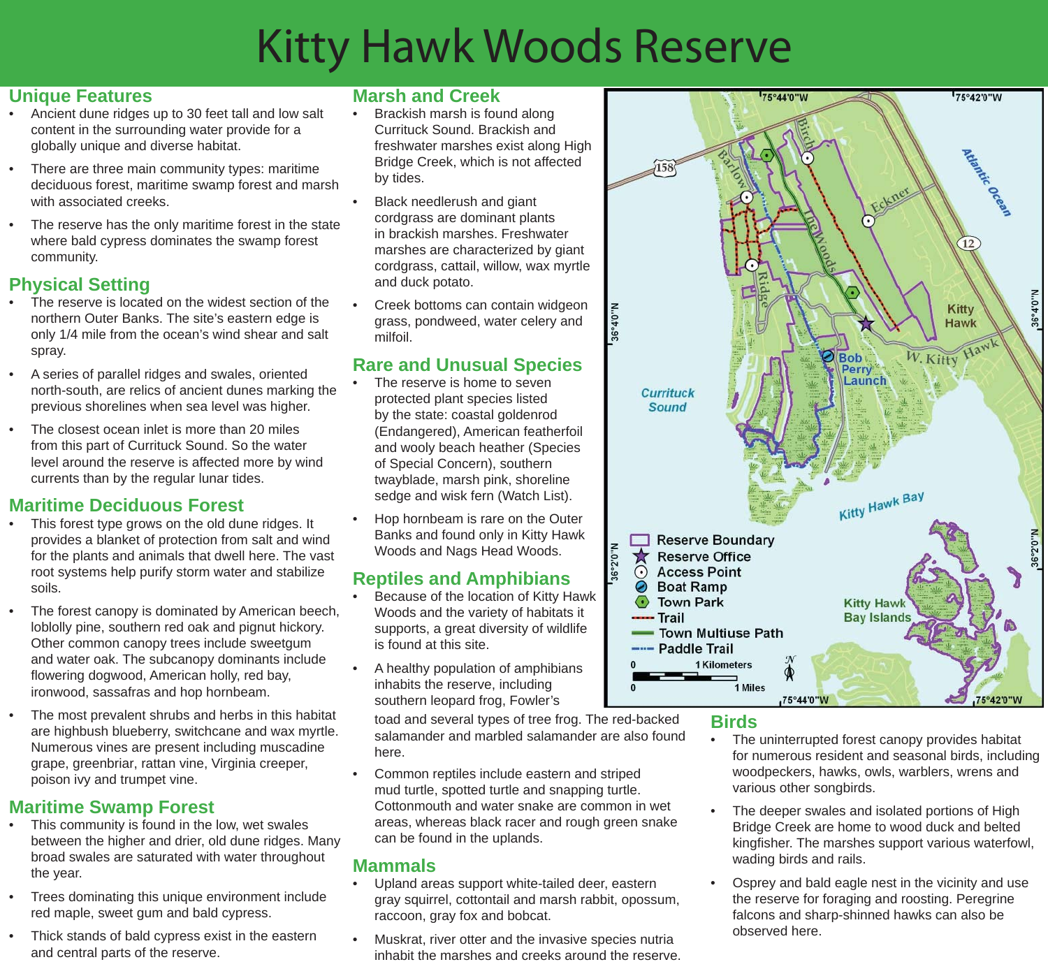# Kitty Hawk Woods Reserve

## Unique Features

- Ancient dune ridges up to 30 feet tall and low salt content in the surrounding water provide for a globally unique and diverse habitat.
- There are three main community types: maritime deciduous forest, maritime swamp forest and marsh with associated creeks.
- The reserve has the only maritime forest in the state where bald cypress dominates the swamp forest community.

## Physical Setting

- The reserve is located on the widest section of the northern Outer Banks. The site's eastern edge is only 1/4 mile from the ocean's wind shear and salt spray.
- A series of parallel ridges and swales, oriented north-south, are relics of ancient dunes marking the previous shorelines when sea level was higher.
- The closest ocean inlet is more than 20 miles from this part of Currituck Sound. So the water level around the reserve is affected more by wind currents than by the regular lunar tides.

## Maritime Deciduous Forest

- This forest type grows on the old dune ridges. It provides a blanket of protection from salt and wind for the plants and animals that dwell here. The vast root systems help purify storm water and stabilize soils.
- The forest canopy is dominated by American beech, loblolly pine, southern red oak and pignut hickory. Other common canopy trees include sweetgum and water oak. The subcanopy dominants include flowering dogwood, American holly, red bay, ironwood, sassafras and hop hornbeam.
- The most prevalent shrubs and herbs in this habitat are highbush blueberry, switchcane and wax myrtle. Numerous vines are present including muscadine grape, greenbriar, rattan vine, Virginia creeper, poison ivy and trumpet vine.

## Maritime Swamp Forest

- This community is found in the low, wet swales between the higher and drier, old dune ridges. Many broad swales are saturated with water throughout the year.
- Trees dominating this unique environment include red maple, sweet gum and bald cypress.
- Thick stands of bald cypress exist in the eastern and central parts of the reserve.

## Marsh and Creek

- Brackish marsh is found along Currituck Sound. Brackish and freshwater marshes exist along High Bridge Creek, which is not affected by tides.
- Black needlerush and giant cordgrass are dominant plants in brackish marshes. Freshwater marshes are characterized by giant cordgrass, cattail, willow, wax myrtle and duck potato.
- Creek bottoms can contain widgeon grass, pondweed, water celery and milfoil.

## Rare and Unusual Species

- The reserve is home to seven protected plant species listed by the state: coastal goldenrod (Endangered), American featherfoil and wooly beach heather (Species of Special Concern), southern twayblade, marsh pink, shoreline sedge and wisk fern (Watch List).
- Hop hornbeam is rare on the Outer Banks and found only in Kitty Hawk Woods and Nags Head Woods.

## Reptiles and Amphibians

- Because of the location of Kitty Hawk Woods and the variety of habitats it supports, a great diversity of wildlife is found at this site.
- A healthy population of amphibians inhabits the reserve, including southern leopard frog, Fowler's toad and several types of tree frog. The red-backed salamander and marbled salamander are also found here.
- Common reptiles include eastern and striped mud turtle, spotted turtle and snapping turtle. Cottonmouth and water snake are common in wet areas, whereas black racer and rough green snake can be found in the uplands.

## Mammals

- Upland areas support white-tailed deer, eastern gray squirrel, cottontail and marsh rabbit, opossum, raccoon, gray fox and bobcat.
- Muskrat, river otter and the invasive species nutria inhabit the marshes and creeks around the reserve.

75°44'0"W
75°42'0"W
36°4'0"N
36°2'0"N
158
12
Atlantic Ocean
Barlow
Birch
The Woods
Ridge
Eckner
Kitty Hawk
W. Kitty Hawk
Bob Perry Launch
Currituck Sound
Kitty Hawk Bay
Kitty Hawk Bay Islands

Reserve Boundary
Reserve Office
Access Point
Boat Ramp
Town Park
Trail
Town Multiuse Path
Paddle Trail
0 1 Kilometers
0 1 Miles
N

## Birds

- The uninterrupted forest canopy provides habitat for numerous resident and seasonal birds, including woodpeckers, hawks, owls, warblers, wrens and various other songbirds.
- The deeper swales and isolated portions of High Bridge Creek are home to wood duck and belted kingfisher. The marshes support various waterfowl, wading birds and rails.
- Osprey and bald eagle nest in the vicinity and use the reserve for foraging and roosting. Peregrine falcons and sharp-shinned hawks can also be observed here.